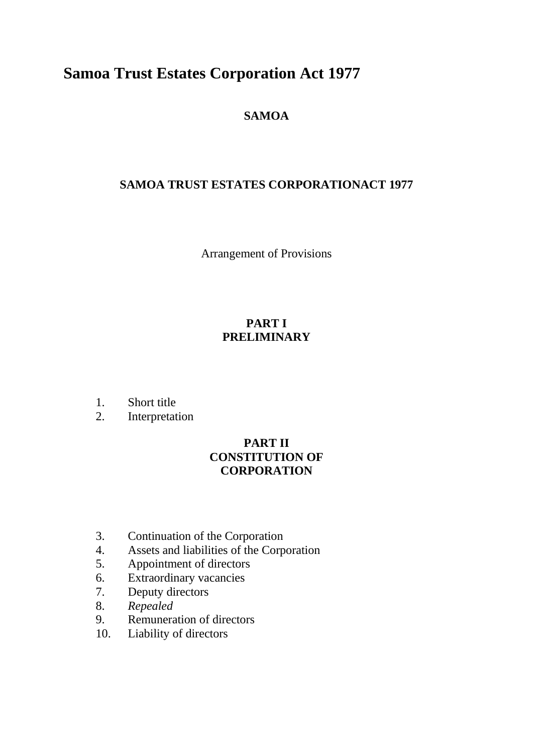# Samoa Trust Estates Corporation Act 1977

**SAMOA**

**SAMOA TRUST ESTATES CORPORATIONACT 1977**

Arrangement of Provisions

## PART I
## PRELIMINARY

1. Short title
2. Interpretation

## PART II
## CONSTITUTION OF CORPORATION

3. Continuation of the Corporation
4. Assets and liabilities of the Corporation
5. Appointment of directors
6. Extraordinary vacancies
7. Deputy directors
8. *Repealed*
9. Remuneration of directors
10. Liability of directors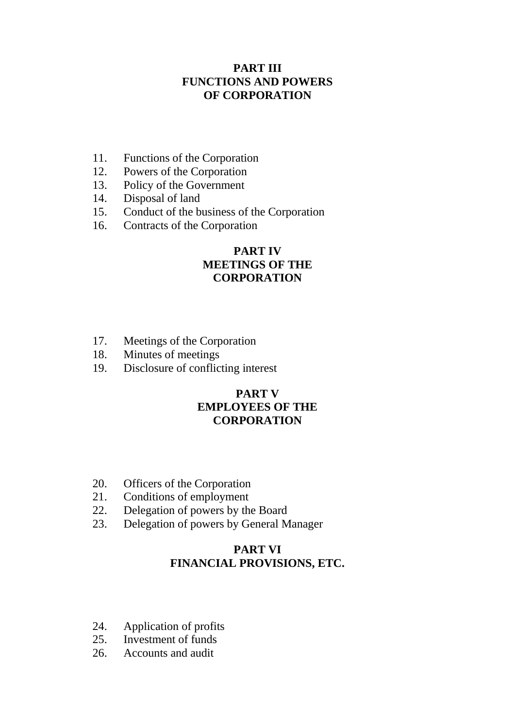## PART III
## FUNCTIONS AND POWERS OF CORPORATION

11. Functions of the Corporation
12. Powers of the Corporation
13. Policy of the Government
14. Disposal of land
15. Conduct of the business of the Corporation
16. Contracts of the Corporation

## PART IV
## MEETINGS OF THE CORPORATION

17. Meetings of the Corporation
18. Minutes of meetings
19. Disclosure of conflicting interest

## PART V
## EMPLOYEES OF THE CORPORATION

20. Officers of the Corporation
21. Conditions of employment
22. Delegation of powers by the Board
23. Delegation of powers by General Manager

## PART VI
## FINANCIAL PROVISIONS, ETC.

24. Application of profits
25. Investment of funds
26. Accounts and audit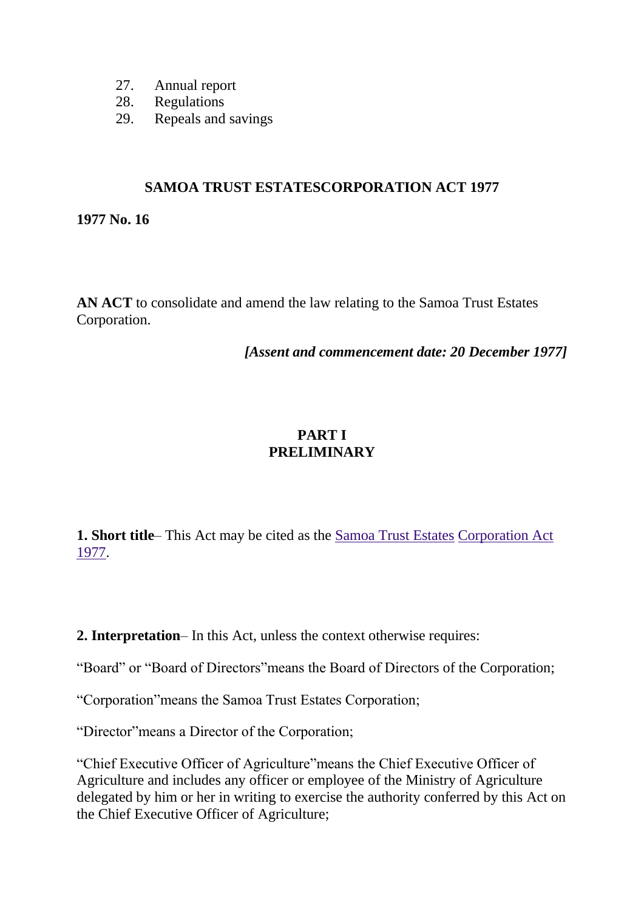27. Annual report
28. Regulations
29. Repeals and savings

## SAMOA TRUST ESTATESCORPORATION ACT 1977

**1977 No. 16**

**AN ACT** to consolidate and amend the law relating to the Samoa Trust Estates Corporation.

***[Assent and commencement date: 20 December 1977]***

## PART I
## PRELIMINARY

**1. Short title**– This Act may be cited as the Samoa Trust Estates Corporation Act 1977.

**2. Interpretation**– In this Act, unless the context otherwise requires:

"Board" or "Board of Directors"means the Board of Directors of the Corporation;

"Corporation"means the Samoa Trust Estates Corporation;

"Director"means a Director of the Corporation;

"Chief Executive Officer of Agriculture"means the Chief Executive Officer of Agriculture and includes any officer or employee of the Ministry of Agriculture delegated by him or her in writing to exercise the authority conferred by this Act on the Chief Executive Officer of Agriculture;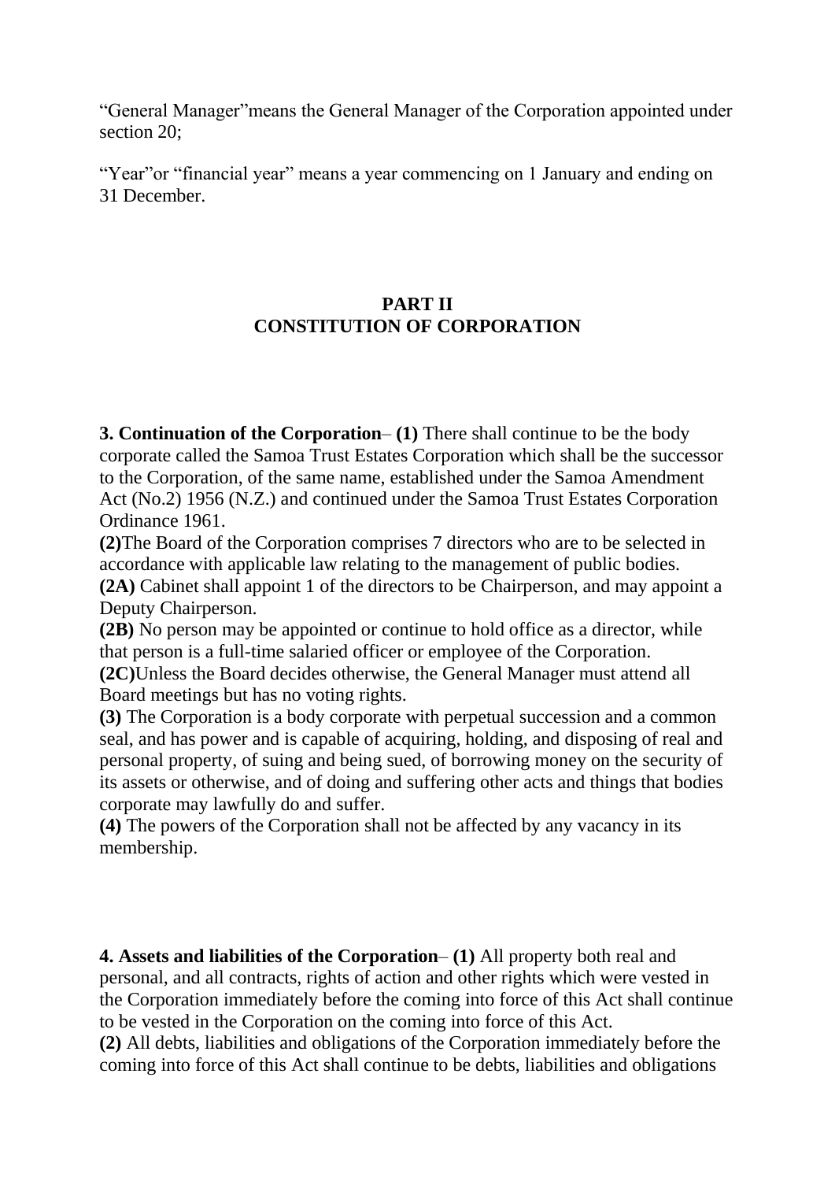"General Manager"means the General Manager of the Corporation appointed under section 20;

"Year"or "financial year" means a year commencing on 1 January and ending on 31 December.

## PART II
## CONSTITUTION OF CORPORATION

**3. Continuation of the Corporation**– **(1)** There shall continue to be the body corporate called the Samoa Trust Estates Corporation which shall be the successor to the Corporation, of the same name, established under the Samoa Amendment Act (No.2) 1956 (N.Z.) and continued under the Samoa Trust Estates Corporation Ordinance 1961.
**(2)**The Board of the Corporation comprises 7 directors who are to be selected in accordance with applicable law relating to the management of public bodies.
**(2A)** Cabinet shall appoint 1 of the directors to be Chairperson, and may appoint a Deputy Chairperson.
**(2B)** No person may be appointed or continue to hold office as a director, while that person is a full-time salaried officer or employee of the Corporation.
**(2C)**Unless the Board decides otherwise, the General Manager must attend all Board meetings but has no voting rights.
**(3)** The Corporation is a body corporate with perpetual succession and a common seal, and has power and is capable of acquiring, holding, and disposing of real and personal property, of suing and being sued, of borrowing money on the security of its assets or otherwise, and of doing and suffering other acts and things that bodies corporate may lawfully do and suffer.
**(4)** The powers of the Corporation shall not be affected by any vacancy in its membership.

**4. Assets and liabilities of the Corporation**– **(1)** All property both real and personal, and all contracts, rights of action and other rights which were vested in the Corporation immediately before the coming into force of this Act shall continue to be vested in the Corporation on the coming into force of this Act.
**(2)** All debts, liabilities and obligations of the Corporation immediately before the coming into force of this Act shall continue to be debts, liabilities and obligations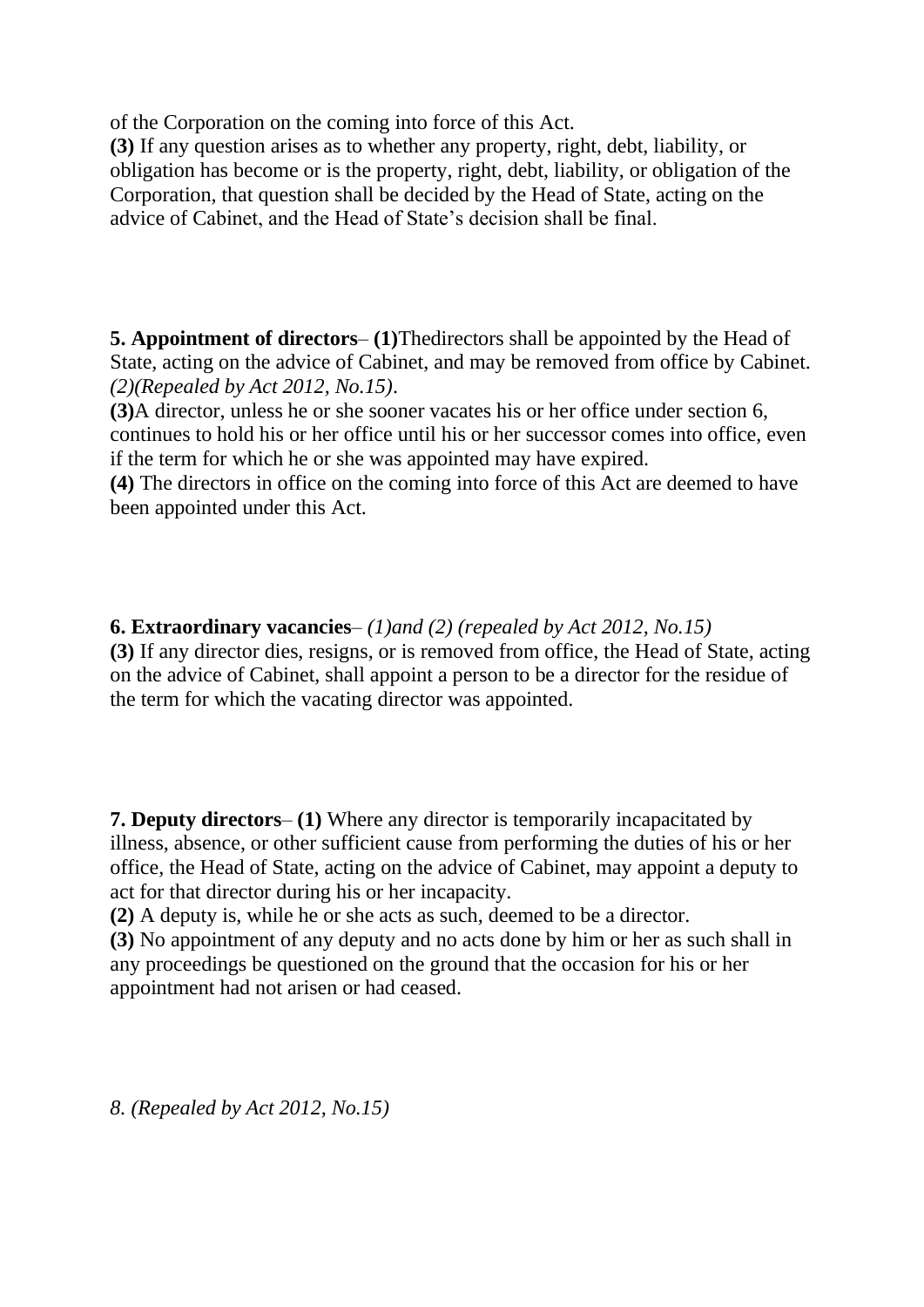of the Corporation on the coming into force of this Act.

**(3)** If any question arises as to whether any property, right, debt, liability, or obligation has become or is the property, right, debt, liability, or obligation of the Corporation, that question shall be decided by the Head of State, acting on the advice of Cabinet, and the Head of State's decision shall be final.

**5. Appointment of directors**– **(1)**Thedirectors shall be appointed by the Head of State, acting on the advice of Cabinet, and may be removed from office by Cabinet.

*(2)(Repealed by Act 2012, No.15)*.

**(3)**A director, unless he or she sooner vacates his or her office under section 6, continues to hold his or her office until his or her successor comes into office, even if the term for which he or she was appointed may have expired.

**(4)** The directors in office on the coming into force of this Act are deemed to have been appointed under this Act.

**6. Extraordinary vacancies**– *(1)and (2) (repealed by Act 2012, No.15)*

**(3)** If any director dies, resigns, or is removed from office, the Head of State, acting on the advice of Cabinet, shall appoint a person to be a director for the residue of the term for which the vacating director was appointed.

**7. Deputy directors**– **(1)** Where any director is temporarily incapacitated by illness, absence, or other sufficient cause from performing the duties of his or her office, the Head of State, acting on the advice of Cabinet, may appoint a deputy to act for that director during his or her incapacity.

**(2)** A deputy is, while he or she acts as such, deemed to be a director.

**(3)** No appointment of any deputy and no acts done by him or her as such shall in any proceedings be questioned on the ground that the occasion for his or her appointment had not arisen or had ceased.

*8. (Repealed by Act 2012, No.15)*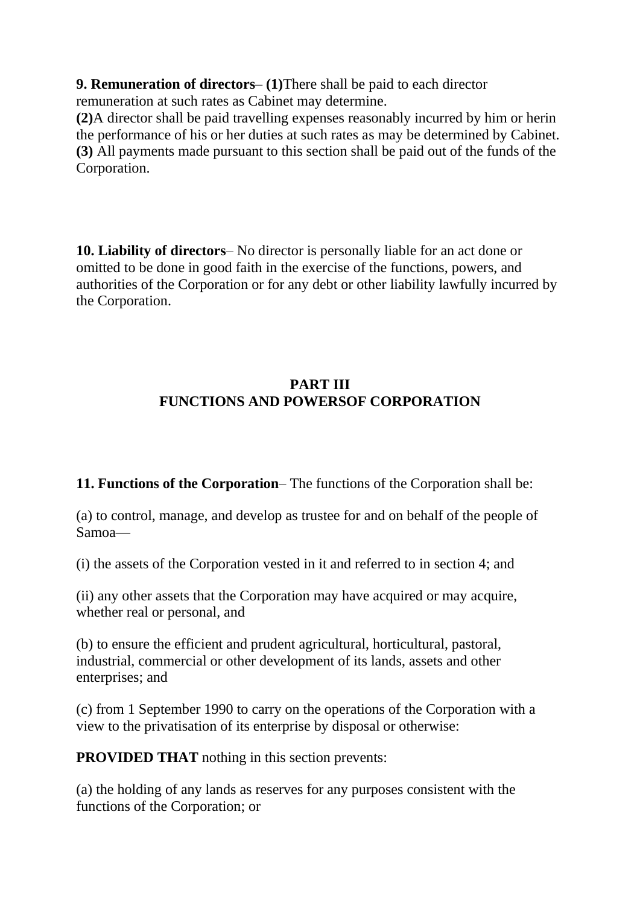**9. Remuneration of directors**– **(1)**There shall be paid to each director remuneration at such rates as Cabinet may determine.
**(2)**A director shall be paid travelling expenses reasonably incurred by him or herin the performance of his or her duties at such rates as may be determined by Cabinet.
**(3)** All payments made pursuant to this section shall be paid out of the funds of the Corporation.

**10. Liability of directors**– No director is personally liable for an act done or omitted to be done in good faith in the exercise of the functions, powers, and authorities of the Corporation or for any debt or other liability lawfully incurred by the Corporation.

## PART III
## FUNCTIONS AND POWERSOF CORPORATION

**11. Functions of the Corporation**– The functions of the Corporation shall be:

(a) to control, manage, and develop as trustee for and on behalf of the people of Samoa—

(i) the assets of the Corporation vested in it and referred to in section 4; and

(ii) any other assets that the Corporation may have acquired or may acquire, whether real or personal, and

(b) to ensure the efficient and prudent agricultural, horticultural, pastoral, industrial, commercial or other development of its lands, assets and other enterprises; and

(c) from 1 September 1990 to carry on the operations of the Corporation with a view to the privatisation of its enterprise by disposal or otherwise:

**PROVIDED THAT** nothing in this section prevents:

(a) the holding of any lands as reserves for any purposes consistent with the functions of the Corporation; or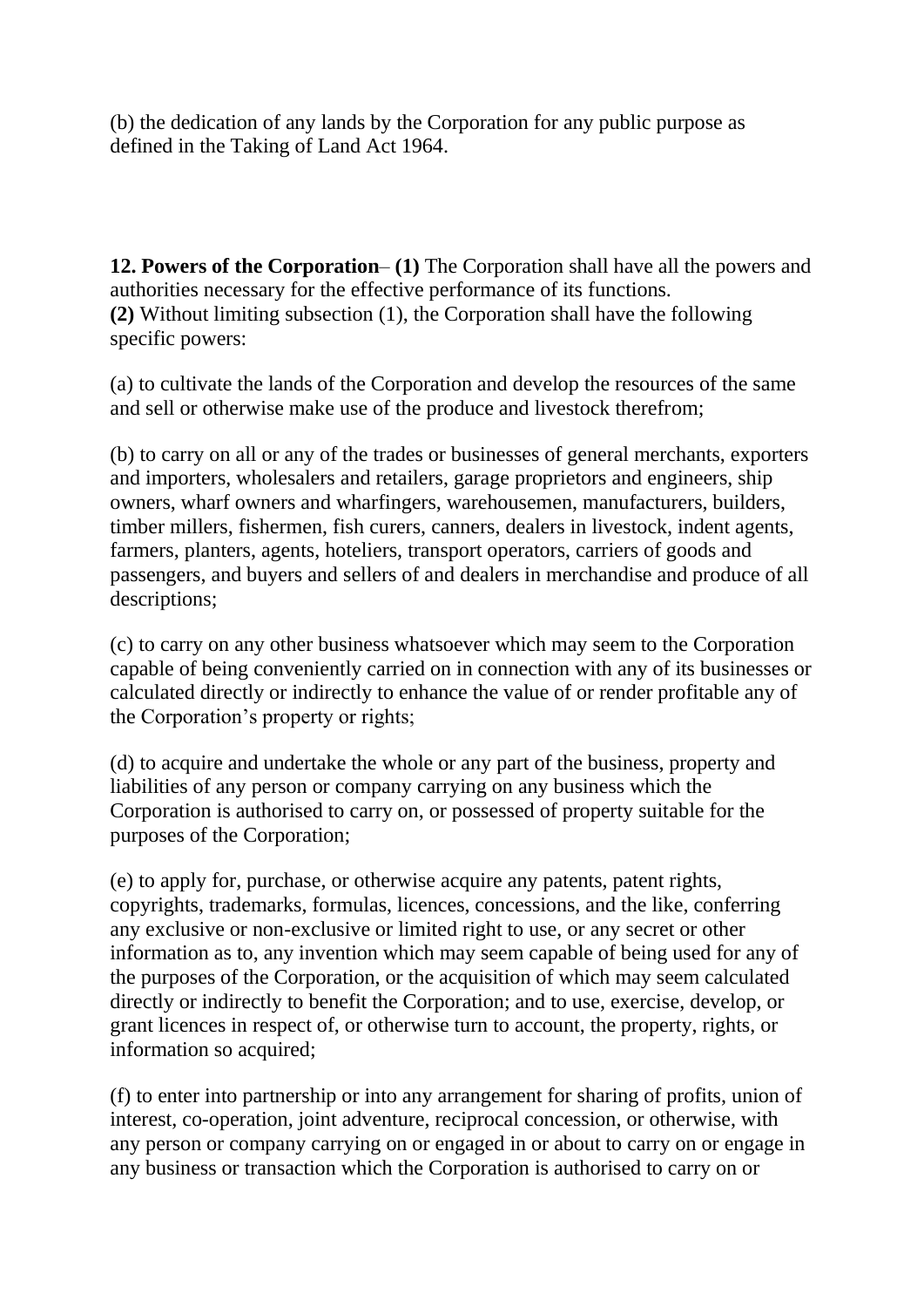(b) the dedication of any lands by the Corporation for any public purpose as defined in the Taking of Land Act 1964.

**12. Powers of the Corporation**– **(1)** The Corporation shall have all the powers and authorities necessary for the effective performance of its functions.
**(2)** Without limiting subsection (1), the Corporation shall have the following specific powers:

(a) to cultivate the lands of the Corporation and develop the resources of the same and sell or otherwise make use of the produce and livestock therefrom;

(b) to carry on all or any of the trades or businesses of general merchants, exporters and importers, wholesalers and retailers, garage proprietors and engineers, ship owners, wharf owners and wharfingers, warehousemen, manufacturers, builders, timber millers, fishermen, fish curers, canners, dealers in livestock, indent agents, farmers, planters, agents, hoteliers, transport operators, carriers of goods and passengers, and buyers and sellers of and dealers in merchandise and produce of all descriptions;

(c) to carry on any other business whatsoever which may seem to the Corporation capable of being conveniently carried on in connection with any of its businesses or calculated directly or indirectly to enhance the value of or render profitable any of the Corporation's property or rights;

(d) to acquire and undertake the whole or any part of the business, property and liabilities of any person or company carrying on any business which the Corporation is authorised to carry on, or possessed of property suitable for the purposes of the Corporation;

(e) to apply for, purchase, or otherwise acquire any patents, patent rights, copyrights, trademarks, formulas, licences, concessions, and the like, conferring any exclusive or non-exclusive or limited right to use, or any secret or other information as to, any invention which may seem capable of being used for any of the purposes of the Corporation, or the acquisition of which may seem calculated directly or indirectly to benefit the Corporation; and to use, exercise, develop, or grant licences in respect of, or otherwise turn to account, the property, rights, or information so acquired;

(f) to enter into partnership or into any arrangement for sharing of profits, union of interest, co-operation, joint adventure, reciprocal concession, or otherwise, with any person or company carrying on or engaged in or about to carry on or engage in any business or transaction which the Corporation is authorised to carry on or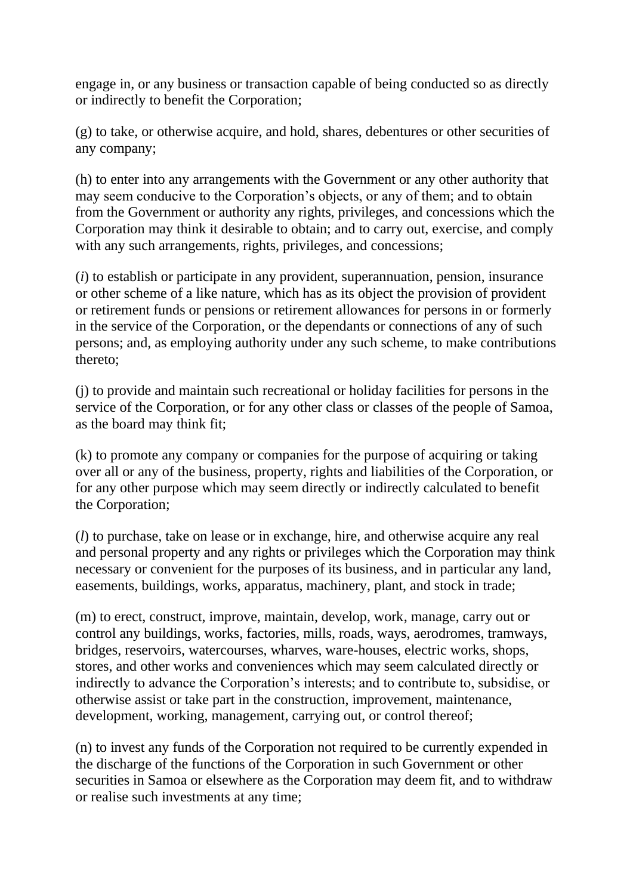engage in, or any business or transaction capable of being conducted so as directly or indirectly to benefit the Corporation;

(g) to take, or otherwise acquire, and hold, shares, debentures or other securities of any company;

(h) to enter into any arrangements with the Government or any other authority that may seem conducive to the Corporation's objects, or any of them; and to obtain from the Government or authority any rights, privileges, and concessions which the Corporation may think it desirable to obtain; and to carry out, exercise, and comply with any such arrangements, rights, privileges, and concessions;

(*i*) to establish or participate in any provident, superannuation, pension, insurance or other scheme of a like nature, which has as its object the provision of provident or retirement funds or pensions or retirement allowances for persons in or formerly in the service of the Corporation, or the dependants or connections of any of such persons; and, as employing authority under any such scheme, to make contributions thereto;

(j) to provide and maintain such recreational or holiday facilities for persons in the service of the Corporation, or for any other class or classes of the people of Samoa, as the board may think fit;

(k) to promote any company or companies for the purpose of acquiring or taking over all or any of the business, property, rights and liabilities of the Corporation, or for any other purpose which may seem directly or indirectly calculated to benefit the Corporation;

(*l*) to purchase, take on lease or in exchange, hire, and otherwise acquire any real and personal property and any rights or privileges which the Corporation may think necessary or convenient for the purposes of its business, and in particular any land, easements, buildings, works, apparatus, machinery, plant, and stock in trade;

(m) to erect, construct, improve, maintain, develop, work, manage, carry out or control any buildings, works, factories, mills, roads, ways, aerodromes, tramways, bridges, reservoirs, watercourses, wharves, ware-houses, electric works, shops, stores, and other works and conveniences which may seem calculated directly or indirectly to advance the Corporation's interests; and to contribute to, subsidise, or otherwise assist or take part in the construction, improvement, maintenance, development, working, management, carrying out, or control thereof;

(n) to invest any funds of the Corporation not required to be currently expended in the discharge of the functions of the Corporation in such Government or other securities in Samoa or elsewhere as the Corporation may deem fit, and to withdraw or realise such investments at any time;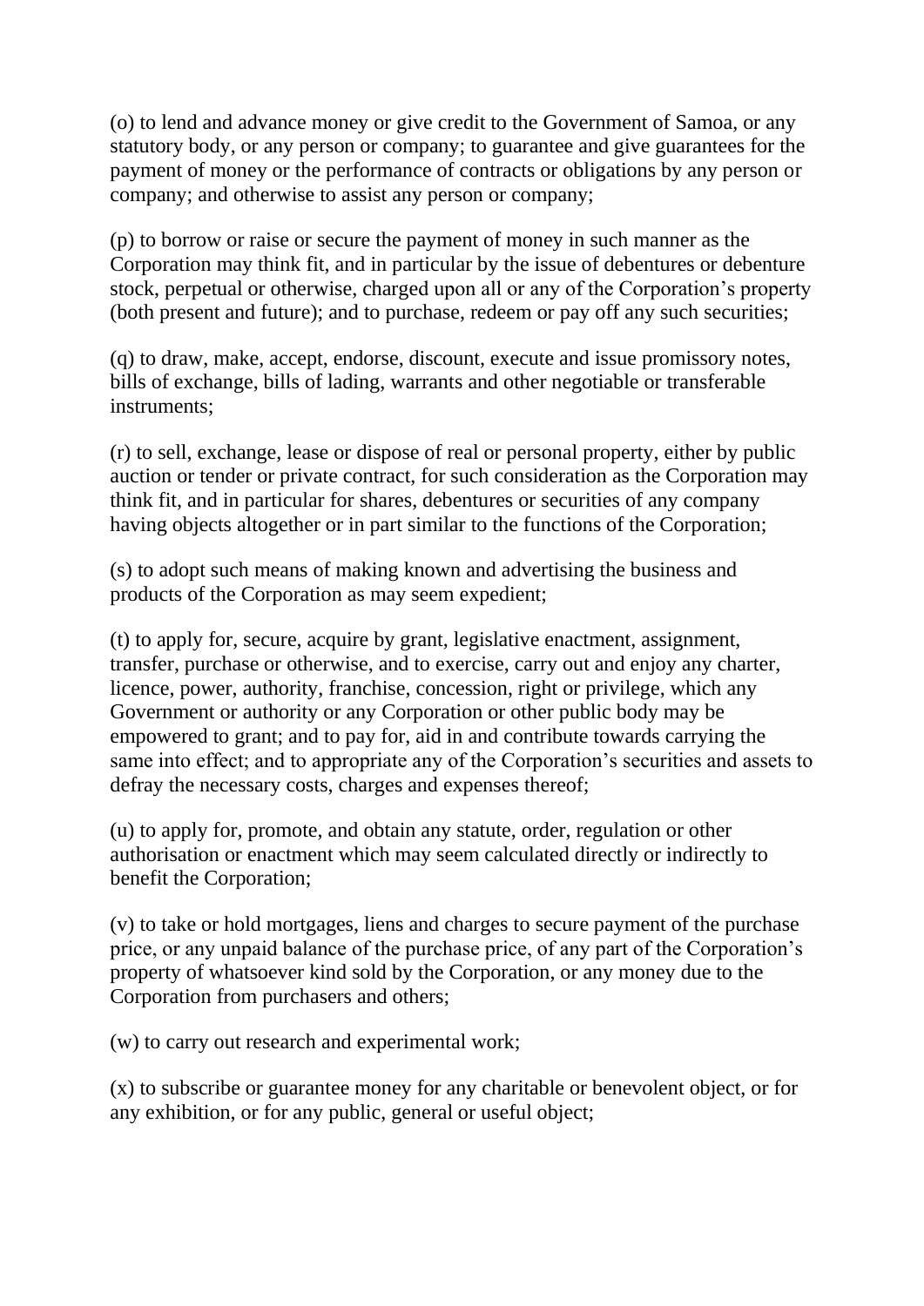(o) to lend and advance money or give credit to the Government of Samoa, or any statutory body, or any person or company; to guarantee and give guarantees for the payment of money or the performance of contracts or obligations by any person or company; and otherwise to assist any person or company;

(p) to borrow or raise or secure the payment of money in such manner as the Corporation may think fit, and in particular by the issue of debentures or debenture stock, perpetual or otherwise, charged upon all or any of the Corporation's property (both present and future); and to purchase, redeem or pay off any such securities;

(q) to draw, make, accept, endorse, discount, execute and issue promissory notes, bills of exchange, bills of lading, warrants and other negotiable or transferable instruments;

(r) to sell, exchange, lease or dispose of real or personal property, either by public auction or tender or private contract, for such consideration as the Corporation may think fit, and in particular for shares, debentures or securities of any company having objects altogether or in part similar to the functions of the Corporation;

(s) to adopt such means of making known and advertising the business and products of the Corporation as may seem expedient;

(t) to apply for, secure, acquire by grant, legislative enactment, assignment, transfer, purchase or otherwise, and to exercise, carry out and enjoy any charter, licence, power, authority, franchise, concession, right or privilege, which any Government or authority or any Corporation or other public body may be empowered to grant; and to pay for, aid in and contribute towards carrying the same into effect; and to appropriate any of the Corporation's securities and assets to defray the necessary costs, charges and expenses thereof;

(u) to apply for, promote, and obtain any statute, order, regulation or other authorisation or enactment which may seem calculated directly or indirectly to benefit the Corporation;

(v) to take or hold mortgages, liens and charges to secure payment of the purchase price, or any unpaid balance of the purchase price, of any part of the Corporation's property of whatsoever kind sold by the Corporation, or any money due to the Corporation from purchasers and others;

(w) to carry out research and experimental work;

(x) to subscribe or guarantee money for any charitable or benevolent object, or for any exhibition, or for any public, general or useful object;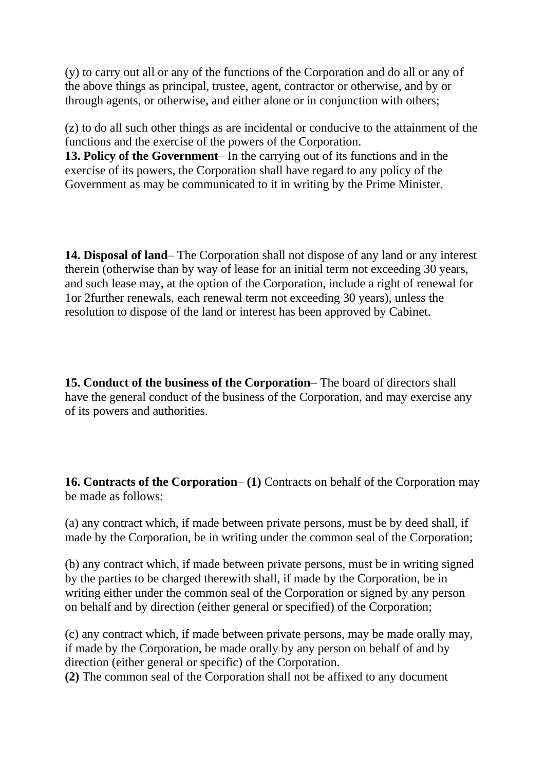(y) to carry out all or any of the functions of the Corporation and do all or any of the above things as principal, trustee, agent, contractor or otherwise, and by or through agents, or otherwise, and either alone or in conjunction with others;

(z) to do all such other things as are incidental or conducive to the attainment of the functions and the exercise of the powers of the Corporation.

**13. Policy of the Government**– In the carrying out of its functions and in the exercise of its powers, the Corporation shall have regard to any policy of the Government as may be communicated to it in writing by the Prime Minister.

**14. Disposal of land**– The Corporation shall not dispose of any land or any interest therein (otherwise than by way of lease for an initial term not exceeding 30 years, and such lease may, at the option of the Corporation, include a right of renewal for 1or 2further renewals, each renewal term not exceeding 30 years), unless the resolution to dispose of the land or interest has been approved by Cabinet.

**15. Conduct of the business of the Corporation**– The board of directors shall have the general conduct of the business of the Corporation, and may exercise any of its powers and authorities.

**16. Contracts of the Corporation**– **(1)** Contracts on behalf of the Corporation may be made as follows:

(a) any contract which, if made between private persons, must be by deed shall, if made by the Corporation, be in writing under the common seal of the Corporation;

(b) any contract which, if made between private persons, must be in writing signed by the parties to be charged therewith shall, if made by the Corporation, be in writing either under the common seal of the Corporation or signed by any person on behalf and by direction (either general or specified) of the Corporation;

(c) any contract which, if made between private persons, may be made orally may, if made by the Corporation, be made orally by any person on behalf of and by direction (either general or specific) of the Corporation.

**(2)** The common seal of the Corporation shall not be affixed to any document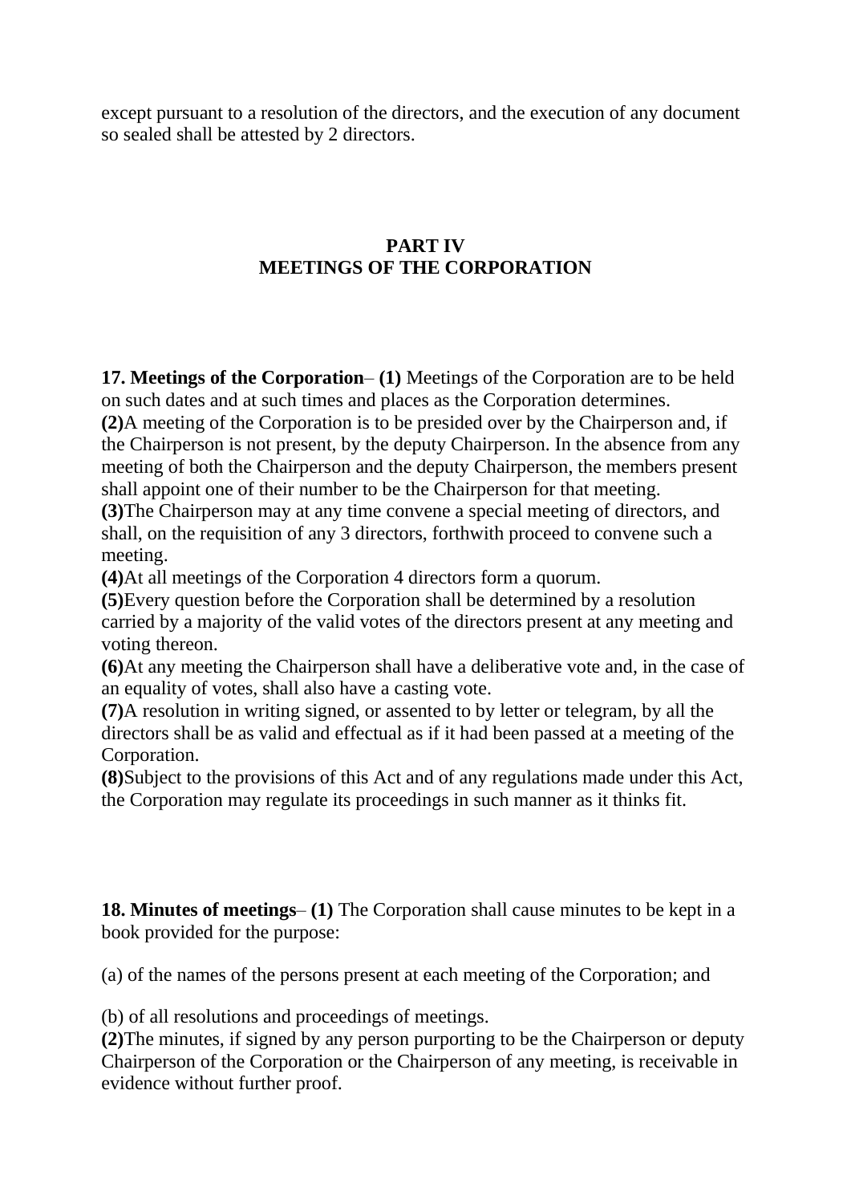except pursuant to a resolution of the directors, and the execution of any document so sealed shall be attested by 2 directors.

## PART IV
## MEETINGS OF THE CORPORATION

**17. Meetings of the Corporation**– **(1)** Meetings of the Corporation are to be held on such dates and at such times and places as the Corporation determines.

**(2)**A meeting of the Corporation is to be presided over by the Chairperson and, if the Chairperson is not present, by the deputy Chairperson. In the absence from any meeting of both the Chairperson and the deputy Chairperson, the members present shall appoint one of their number to be the Chairperson for that meeting.

**(3)**The Chairperson may at any time convene a special meeting of directors, and shall, on the requisition of any 3 directors, forthwith proceed to convene such a meeting.

**(4)**At all meetings of the Corporation 4 directors form a quorum.

**(5)**Every question before the Corporation shall be determined by a resolution carried by a majority of the valid votes of the directors present at any meeting and voting thereon.

**(6)**At any meeting the Chairperson shall have a deliberative vote and, in the case of an equality of votes, shall also have a casting vote.

**(7)**A resolution in writing signed, or assented to by letter or telegram, by all the directors shall be as valid and effectual as if it had been passed at a meeting of the Corporation.

**(8)**Subject to the provisions of this Act and of any regulations made under this Act, the Corporation may regulate its proceedings in such manner as it thinks fit.

**18. Minutes of meetings**– **(1)** The Corporation shall cause minutes to be kept in a book provided for the purpose:

(a) of the names of the persons present at each meeting of the Corporation; and

(b) of all resolutions and proceedings of meetings.

**(2)**The minutes, if signed by any person purporting to be the Chairperson or deputy Chairperson of the Corporation or the Chairperson of any meeting, is receivable in evidence without further proof.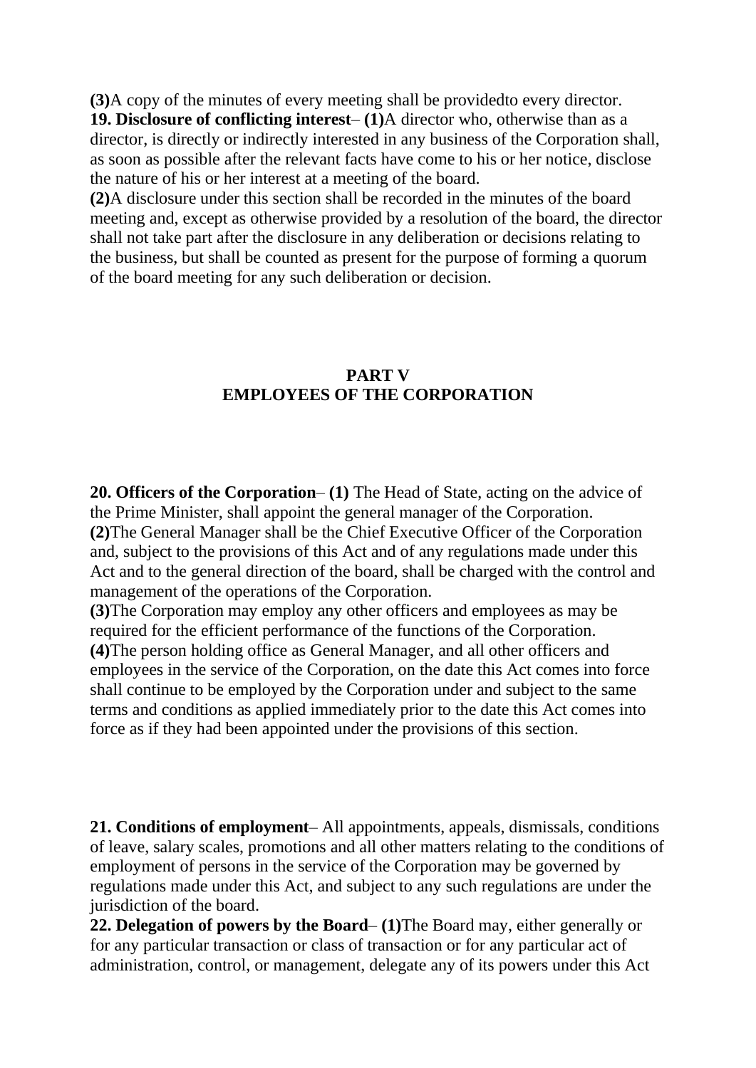**(3)**A copy of the minutes of every meeting shall be providedto every director.

**19. Disclosure of conflicting interest**– **(1)**A director who, otherwise than as a director, is directly or indirectly interested in any business of the Corporation shall, as soon as possible after the relevant facts have come to his or her notice, disclose the nature of his or her interest at a meeting of the board.

**(2)**A disclosure under this section shall be recorded in the minutes of the board meeting and, except as otherwise provided by a resolution of the board, the director shall not take part after the disclosure in any deliberation or decisions relating to the business, but shall be counted as present for the purpose of forming a quorum of the board meeting for any such deliberation or decision.

## PART V
## EMPLOYEES OF THE CORPORATION

**20. Officers of the Corporation**– **(1)** The Head of State, acting on the advice of the Prime Minister, shall appoint the general manager of the Corporation.

**(2)**The General Manager shall be the Chief Executive Officer of the Corporation and, subject to the provisions of this Act and of any regulations made under this Act and to the general direction of the board, shall be charged with the control and management of the operations of the Corporation.

**(3)**The Corporation may employ any other officers and employees as may be required for the efficient performance of the functions of the Corporation.

**(4)**The person holding office as General Manager, and all other officers and employees in the service of the Corporation, on the date this Act comes into force shall continue to be employed by the Corporation under and subject to the same terms and conditions as applied immediately prior to the date this Act comes into force as if they had been appointed under the provisions of this section.

**21. Conditions of employment**– All appointments, appeals, dismissals, conditions of leave, salary scales, promotions and all other matters relating to the conditions of employment of persons in the service of the Corporation may be governed by regulations made under this Act, and subject to any such regulations are under the jurisdiction of the board.

**22. Delegation of powers by the Board**– **(1)**The Board may, either generally or for any particular transaction or class of transaction or for any particular act of administration, control, or management, delegate any of its powers under this Act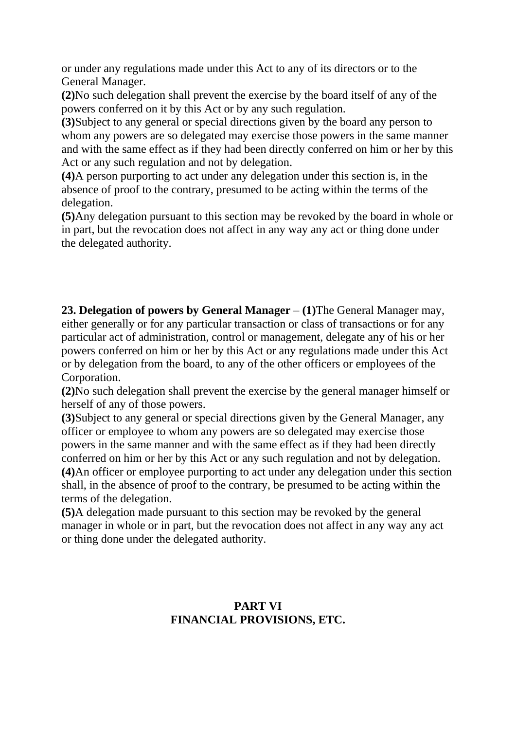or under any regulations made under this Act to any of its directors or to the General Manager.

**(2)**No such delegation shall prevent the exercise by the board itself of any of the powers conferred on it by this Act or by any such regulation.

**(3)**Subject to any general or special directions given by the board any person to whom any powers are so delegated may exercise those powers in the same manner and with the same effect as if they had been directly conferred on him or her by this Act or any such regulation and not by delegation.

**(4)**A person purporting to act under any delegation under this section is, in the absence of proof to the contrary, presumed to be acting within the terms of the delegation.

**(5)**Any delegation pursuant to this section may be revoked by the board in whole or in part, but the revocation does not affect in any way any act or thing done under the delegated authority.

**23. Delegation of powers by General Manager** – **(1)**The General Manager may, either generally or for any particular transaction or class of transactions or for any particular act of administration, control or management, delegate any of his or her powers conferred on him or her by this Act or any regulations made under this Act or by delegation from the board, to any of the other officers or employees of the Corporation.

**(2)**No such delegation shall prevent the exercise by the general manager himself or herself of any of those powers.

**(3)**Subject to any general or special directions given by the General Manager, any officer or employee to whom any powers are so delegated may exercise those powers in the same manner and with the same effect as if they had been directly conferred on him or her by this Act or any such regulation and not by delegation.

**(4)**An officer or employee purporting to act under any delegation under this section shall, in the absence of proof to the contrary, be presumed to be acting within the terms of the delegation.

**(5)**A delegation made pursuant to this section may be revoked by the general manager in whole or in part, but the revocation does not affect in any way any act or thing done under the delegated authority.

## PART VI
## FINANCIAL PROVISIONS, ETC.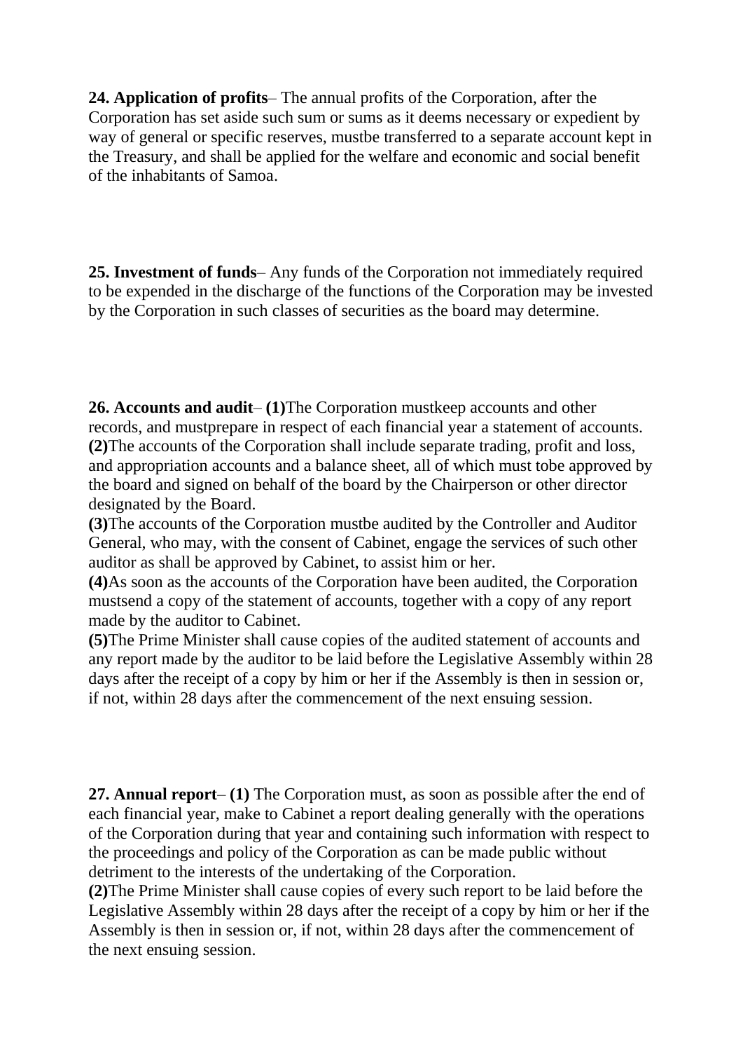**24. Application of profits**– The annual profits of the Corporation, after the Corporation has set aside such sum or sums as it deems necessary or expedient by way of general or specific reserves, mustbe transferred to a separate account kept in the Treasury, and shall be applied for the welfare and economic and social benefit of the inhabitants of Samoa.

**25. Investment of funds**– Any funds of the Corporation not immediately required to be expended in the discharge of the functions of the Corporation may be invested by the Corporation in such classes of securities as the board may determine.

**26. Accounts and audit**– **(1)**The Corporation mustkeep accounts and other records, and mustprepare in respect of each financial year a statement of accounts.
**(2)**The accounts of the Corporation shall include separate trading, profit and loss, and appropriation accounts and a balance sheet, all of which must tobe approved by the board and signed on behalf of the board by the Chairperson or other director designated by the Board.
**(3)**The accounts of the Corporation mustbe audited by the Controller and Auditor General, who may, with the consent of Cabinet, engage the services of such other auditor as shall be approved by Cabinet, to assist him or her.
**(4)**As soon as the accounts of the Corporation have been audited, the Corporation mustsend a copy of the statement of accounts, together with a copy of any report made by the auditor to Cabinet.
**(5)**The Prime Minister shall cause copies of the audited statement of accounts and any report made by the auditor to be laid before the Legislative Assembly within 28 days after the receipt of a copy by him or her if the Assembly is then in session or, if not, within 28 days after the commencement of the next ensuing session.

**27. Annual report**– **(1)** The Corporation must, as soon as possible after the end of each financial year, make to Cabinet a report dealing generally with the operations of the Corporation during that year and containing such information with respect to the proceedings and policy of the Corporation as can be made public without detriment to the interests of the undertaking of the Corporation.
**(2)**The Prime Minister shall cause copies of every such report to be laid before the Legislative Assembly within 28 days after the receipt of a copy by him or her if the Assembly is then in session or, if not, within 28 days after the commencement of the next ensuing session.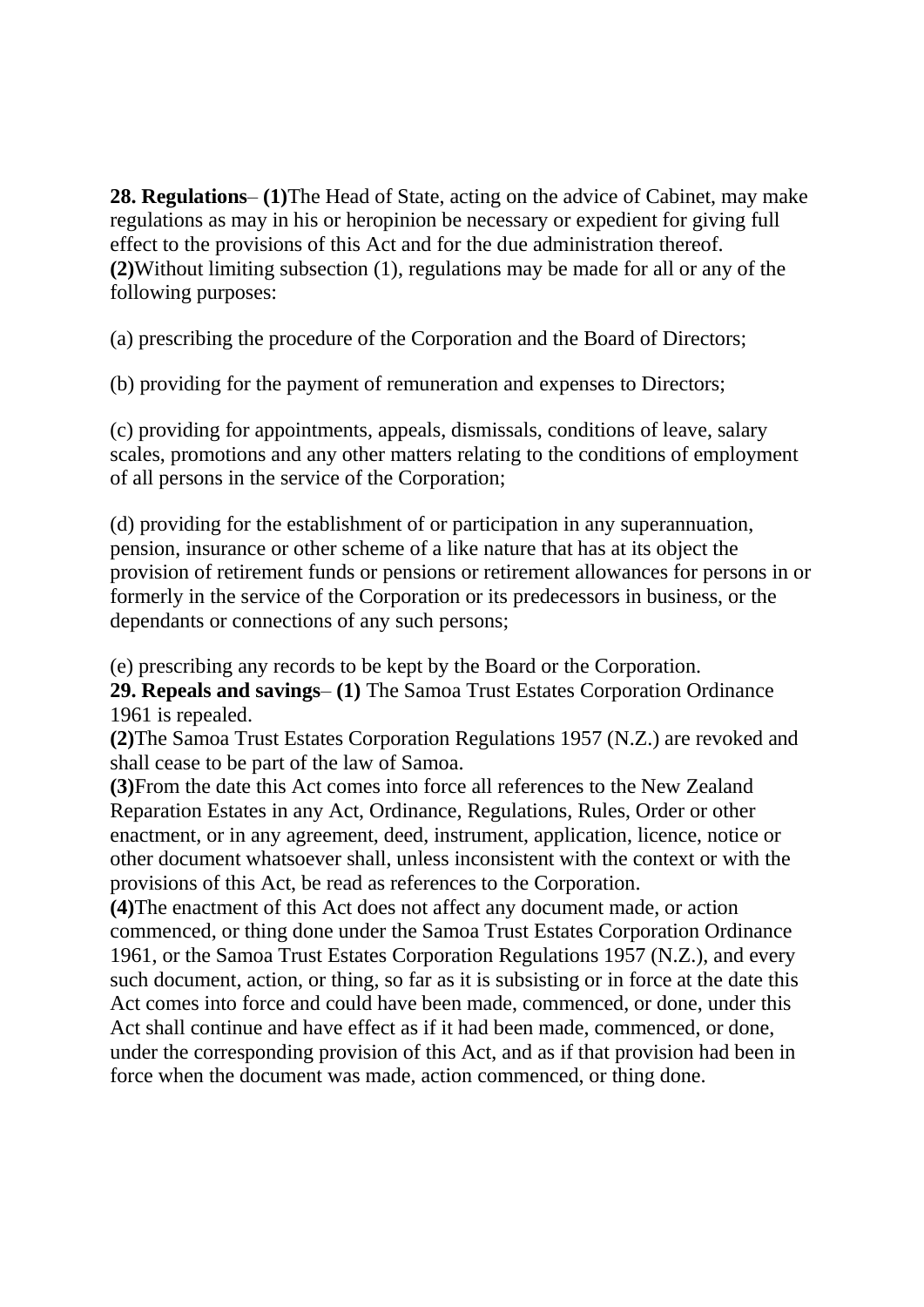**28. Regulations**– **(1)**The Head of State, acting on the advice of Cabinet, may make regulations as may in his or heropinion be necessary or expedient for giving full effect to the provisions of this Act and for the due administration thereof.
**(2)**Without limiting subsection (1), regulations may be made for all or any of the following purposes:

(a) prescribing the procedure of the Corporation and the Board of Directors;

(b) providing for the payment of remuneration and expenses to Directors;

(c) providing for appointments, appeals, dismissals, conditions of leave, salary scales, promotions and any other matters relating to the conditions of employment of all persons in the service of the Corporation;

(d) providing for the establishment of or participation in any superannuation, pension, insurance or other scheme of a like nature that has at its object the provision of retirement funds or pensions or retirement allowances for persons in or formerly in the service of the Corporation or its predecessors in business, or the dependants or connections of any such persons;

(e) prescribing any records to be kept by the Board or the Corporation.
**29. Repeals and savings**– **(1)** The Samoa Trust Estates Corporation Ordinance 1961 is repealed.
**(2)**The Samoa Trust Estates Corporation Regulations 1957 (N.Z.) are revoked and shall cease to be part of the law of Samoa.
**(3)**From the date this Act comes into force all references to the New Zealand Reparation Estates in any Act, Ordinance, Regulations, Rules, Order or other enactment, or in any agreement, deed, instrument, application, licence, notice or other document whatsoever shall, unless inconsistent with the context or with the provisions of this Act, be read as references to the Corporation.
**(4)**The enactment of this Act does not affect any document made, or action commenced, or thing done under the Samoa Trust Estates Corporation Ordinance 1961, or the Samoa Trust Estates Corporation Regulations 1957 (N.Z.), and every such document, action, or thing, so far as it is subsisting or in force at the date this Act comes into force and could have been made, commenced, or done, under this Act shall continue and have effect as if it had been made, commenced, or done, under the corresponding provision of this Act, and as if that provision had been in force when the document was made, action commenced, or thing done.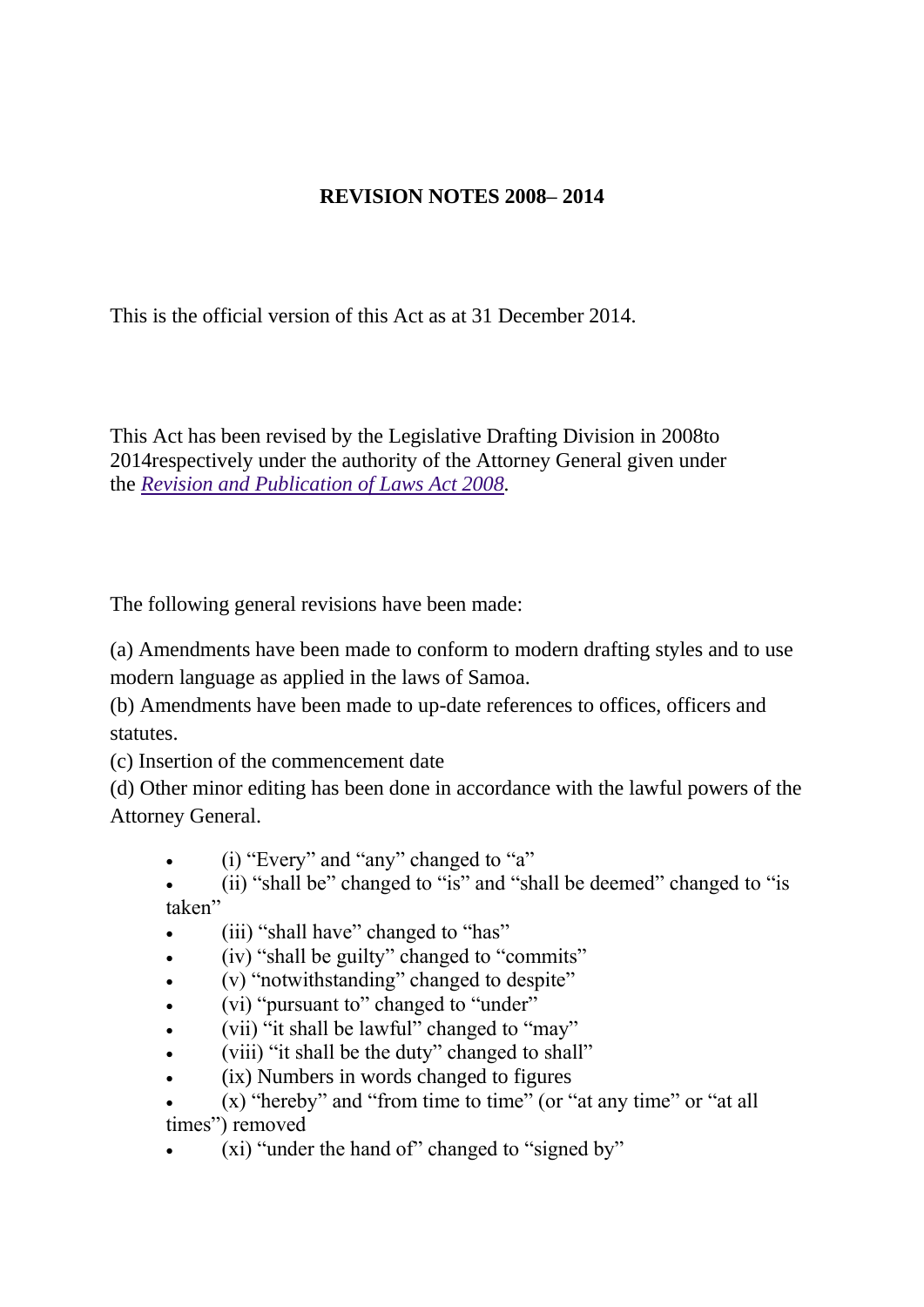**REVISION NOTES 2008– 2014**

This is the official version of this Act as at 31 December 2014.

This Act has been revised by the Legislative Drafting Division in 2008to 2014respectively under the authority of the Attorney General given under the *Revision and Publication of Laws Act 2008.*

The following general revisions have been made:

(a) Amendments have been made to conform to modern drafting styles and to use modern language as applied in the laws of Samoa.
(b) Amendments have been made to up-date references to offices, officers and statutes.
(c) Insertion of the commencement date
(d) Other minor editing has been done in accordance with the lawful powers of the Attorney General.

- (i) "Every" and "any" changed to "a"
- (ii) "shall be" changed to "is" and "shall be deemed" changed to "is taken"
- (iii) "shall have" changed to "has"
- (iv) "shall be guilty" changed to "commits"
- (v) "notwithstanding" changed to despite"
- (vi) "pursuant to" changed to "under"
- (vii) "it shall be lawful" changed to "may"
- (viii) "it shall be the duty" changed to shall"
- (ix) Numbers in words changed to figures
- (x) "hereby" and "from time to time" (or "at any time" or "at all times") removed
- (xi) "under the hand of" changed to "signed by"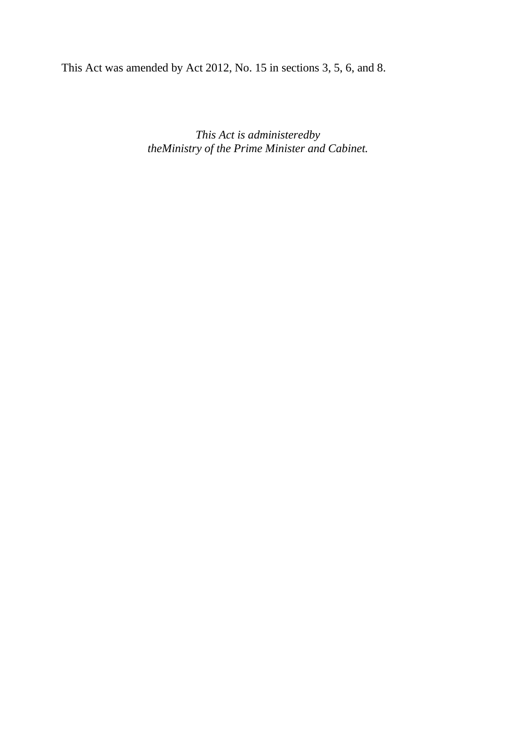This Act was amended by Act 2012, No. 15 in sections 3, 5, 6, and 8.

*This Act is administeredby theMinistry of the Prime Minister and Cabinet.*